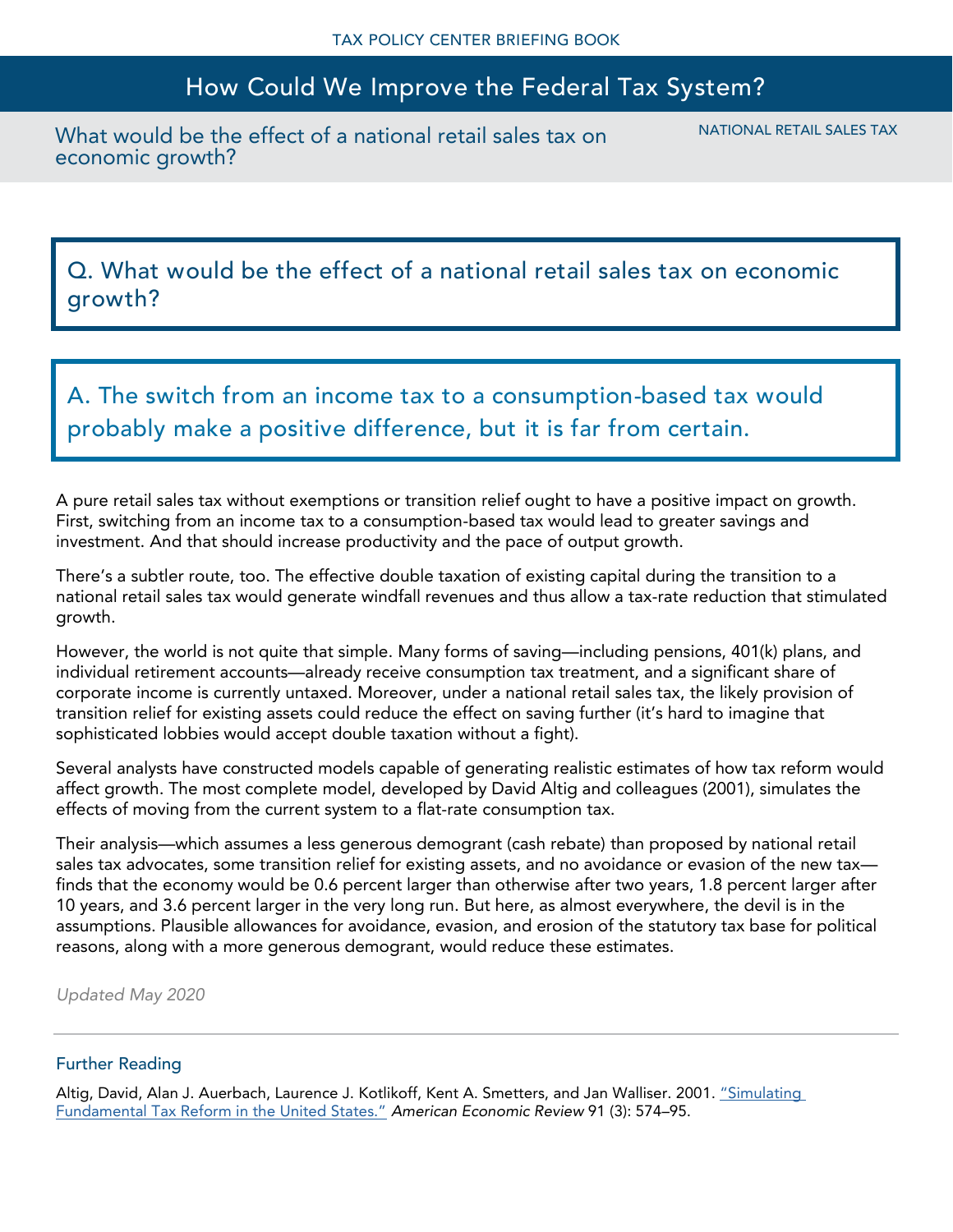TAX POLICY CENTER BRIEFING BOOK

# How Could We Improve the Federal Tax System?

## What would be the effect of a national retail sales tax on economic growth?

NATIONAL RETAIL SALES TAX

### Q. What would be the effect of a national retail sales tax on economic growth?

### A. The switch from an income tax to a consumption-based tax would probably make a positive difference, but it is far from certain.

A pure retail sales tax without exemptions or transition relief ought to have a positive impact on growth. First, switching from an income tax to a consumption-based tax would lead to greater savings and investment. And that should increase productivity and the pace of output growth.

There's a subtler route, too. The effective double taxation of existing capital during the transition to a national retail sales tax would generate windfall revenues and thus allow a tax-rate reduction that stimulated growth.

However, the world is not quite that simple. Many forms of saving—including pensions, 401(k) plans, and individual retirement accounts—already receive consumption tax treatment, and a significant share of corporate income is currently untaxed. Moreover, under a national retail sales tax, the likely provision of transition relief for existing assets could reduce the effect on saving further (it's hard to imagine that sophisticated lobbies would accept double taxation without a fight).

Several analysts have constructed models capable of generating realistic estimates of how tax reform would affect growth. The most complete model, developed by David Altig and colleagues (2001), simulates the effects of moving from the current system to a flat-rate consumption tax.

Their analysis—which assumes a less generous demogrant (cash rebate) than proposed by national retail sales tax advocates, some transition relief for existing assets, and no avoidance or evasion of the new tax—finds that the economy would be 0.6 percent larger than otherwise after two years, 1.8 percent larger after 10 years, and 3.6 percent larger in the very long run. But here, as almost everywhere, the devil is in the assumptions. Plausible allowances for avoidance, evasion, and erosion of the statutory tax base for political reasons, along with a more generous demogrant, would reduce these estimates.

*Updated May 2020*

---

#### Further Reading

Altig, David, Alan J. Auerbach, Laurence J. Kotlikoff, Kent A. Smetters, and Jan Walliser. 2001. "Simulating Fundamental Tax Reform in the United States." *American Economic Review* 91 (3): 574–95.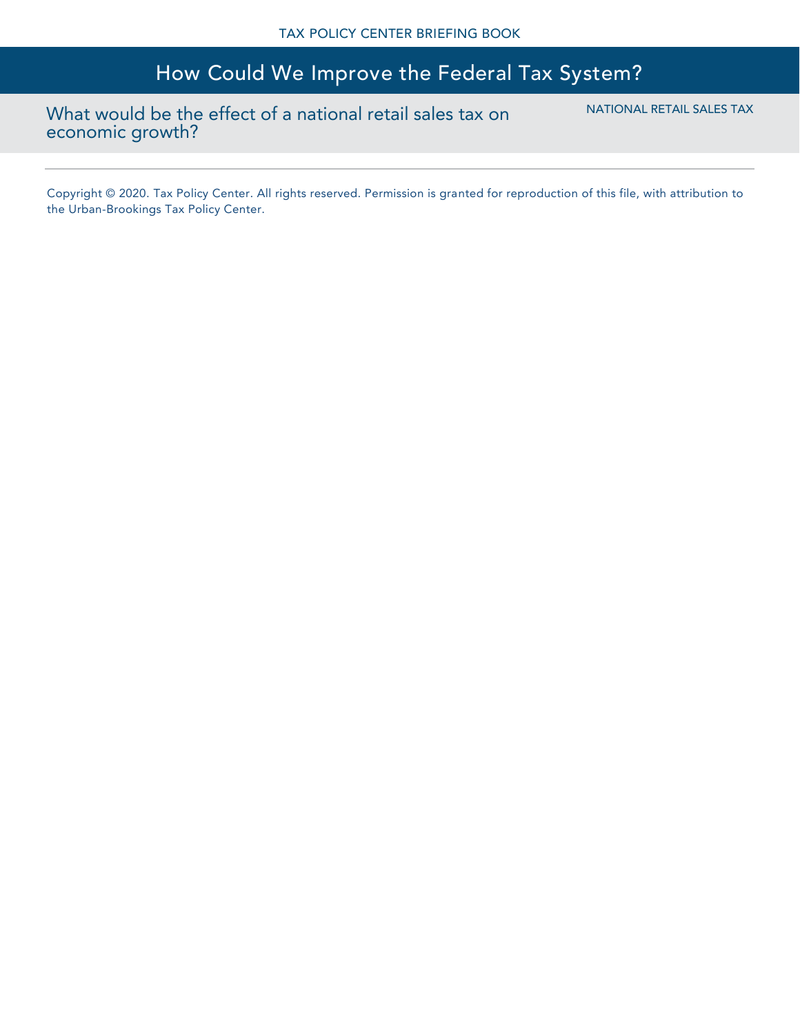# How Could We Improve the Federal Tax System?

## What would be the effect of a national retail sales tax on economic growth?

NATIONAL RETAIL SALES TAX

---

Copyright © 2020. Tax Policy Center. All rights reserved. Permission is granted for reproduction of this file, with attribution to the Urban-Brookings Tax Policy Center.